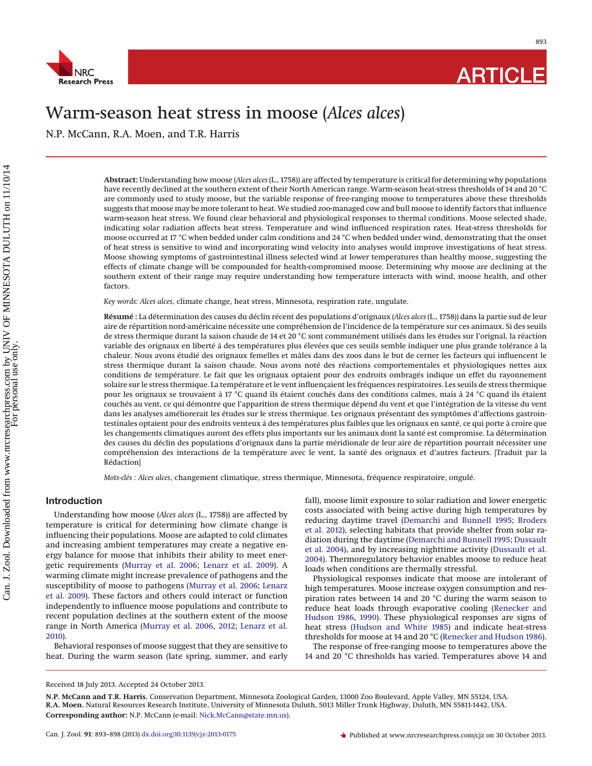# Warm-season heat stress in moose (*Alces alces*)

N.P. McCann, R.A. Moen, and T.R. Harris

**Abstract:** Understanding how moose (*Alces alces* (L., 1758)) are affected by temperature is critical for determining why populations have recently declined at the southern extent of their North American range. Warm-season heat-stress thresholds of 14 and 20 °C are commonly used to study moose, but the variable response of free-ranging moose to temperatures above these thresholds suggests that moose may be more tolerant to heat. We studied zoo-managed cow and bull moose to identify factors that influence warm-season heat stress. We found clear behavioral and physiological responses to thermal conditions. Moose selected shade, indicating solar radiation affects heat stress. Temperature and wind influenced respiration rates. Heat-stress thresholds for moose occurred at 17 °C when bedded under calm conditions and 24 °C when bedded under wind, demonstrating that the onset of heat stress is sensitive to wind and incorporating wind velocity into analyses would improve investigations of heat stress. Moose showing symptoms of gastrointestinal illness selected wind at lower temperatures than healthy moose, suggesting the effects of climate change will be compounded for health-compromised moose. Determining why moose are declining at the southern extent of their range may require understanding how temperature interacts with wind, moose health, and other factors.

*Key words: Alces alces*, climate change, heat stress, Minnesota, respiration rate, ungulate.

**Résumé :** La détermination des causes du déclin récent des populations d'orignaux (*Alces alces* (L., 1758)) dans la partie sud de leur aire de répartition nord-américaine nécessite une compréhension de l'incidence de la température sur ces animaux. Si des seuils de stress thermique durant la saison chaude de 14 et 20 °C sont communément utilisés dans les études sur l'orignal, la réaction variable des orignaux en liberté à des températures plus élevées que ces seuils semble indiquer une plus grande tolérance à la chaleur. Nous avons étudié des orignaux femelles et mâles dans des zoos dans le but de cerner les facteurs qui influencent le stress thermique durant la saison chaude. Nous avons noté des réactions comportementales et physiologiques nettes aux conditions de température. Le fait que les orignaux optaient pour des endroits ombragés indique un effet du rayonnement solaire sur le stress thermique. La température et le vent influençaient les fréquences respiratoires. Les seuils de stress thermique pour les orignaux se trouvaient à 17 °C quand ils étaient couchés dans des conditions calmes, mais à 24 °C quand ils étaient couchés au vent, ce qui démontre que l'apparition de stress thermique dépend du vent et que l'intégration de la vitesse du vent dans les analyses améliorerait les études sur le stress thermique. Les orignaux présentant des symptômes d'affections gastrointestinales optaient pour des endroits venteux à des températures plus faibles que les orignaux en santé, ce qui porte à croire que les changements climatiques auront des effets plus importants sur les animaux dont la santé est compromise. La détermination des causes du déclin des populations d'orignaux dans la partie méridionale de leur aire de répartition pourrait nécessiter une compréhension des interactions de la température avec le vent, la santé des orignaux et d'autres facteurs. [Traduit par la Rédaction]

*Mots-clés : Alces alces*, changement climatique, stress thermique, Minnesota, fréquence respiratoire, ongulé.

## Introduction

Understanding how moose (*Alces alces* (L., 1758)) are affected by temperature is critical for determining how climate change is influencing their populations. Moose are adapted to cold climates and increasing ambient temperatures may create a negative energy balance for moose that inhibits their ability to meet energetic requirements (Murray et al. 2006; Lenarz et al. 2009). A warming climate might increase prevalence of pathogens and the susceptibility of moose to pathogens (Murray et al. 2006; Lenarz et al. 2009). These factors and others could interact or function independently to influence moose populations and contribute to recent population declines at the southern extent of the moose range in North America (Murray et al. 2006, 2012; Lenarz et al. 2010).

Behavioral responses of moose suggest that they are sensitive to heat. During the warm season (late spring, summer, and early fall), moose limit exposure to solar radiation and lower energetic costs associated with being active during high temperatures by reducing daytime travel (Demarchi and Bunnell 1995; Broders et al. 2012), selecting habitats that provide shelter from solar radiation during the daytime (Demarchi and Bunnell 1995; Dussault et al. 2004), and by increasing nighttime activity (Dussault et al. 2004). Thermoregulatory behavior enables moose to reduce heat loads when conditions are thermally stressful.

Physiological responses indicate that moose are intolerant of high temperatures. Moose increase oxygen consumption and respiration rates between 14 and 20 °C during the warm season to reduce heat loads through evaporative cooling (Renecker and Hudson 1986, 1990). These physiological responses are signs of heat stress (Hudson and White 1985) and indicate heat-stress thresholds for moose at 14 and 20 °C (Renecker and Hudson 1986).

The response of free-ranging moose to temperatures above the 14 and 20 °C thresholds has varied. Temperatures above 14 and

Received 18 July 2013. Accepted 24 October 2013.

**N.P. McCann and T.R. Harris.** Conservation Department, Minnesota Zoological Garden, 13000 Zoo Boulevard, Apple Valley, MN 55124, USA.
**R.A. Moen.** Natural Resources Research Institute, University of Minnesota Duluth, 5013 Miller Trunk Highway, Duluth, MN 55811-1442, USA.
**Corresponding author:** N.P. McCann (e-mail: Nick.McCann@state.mn.us).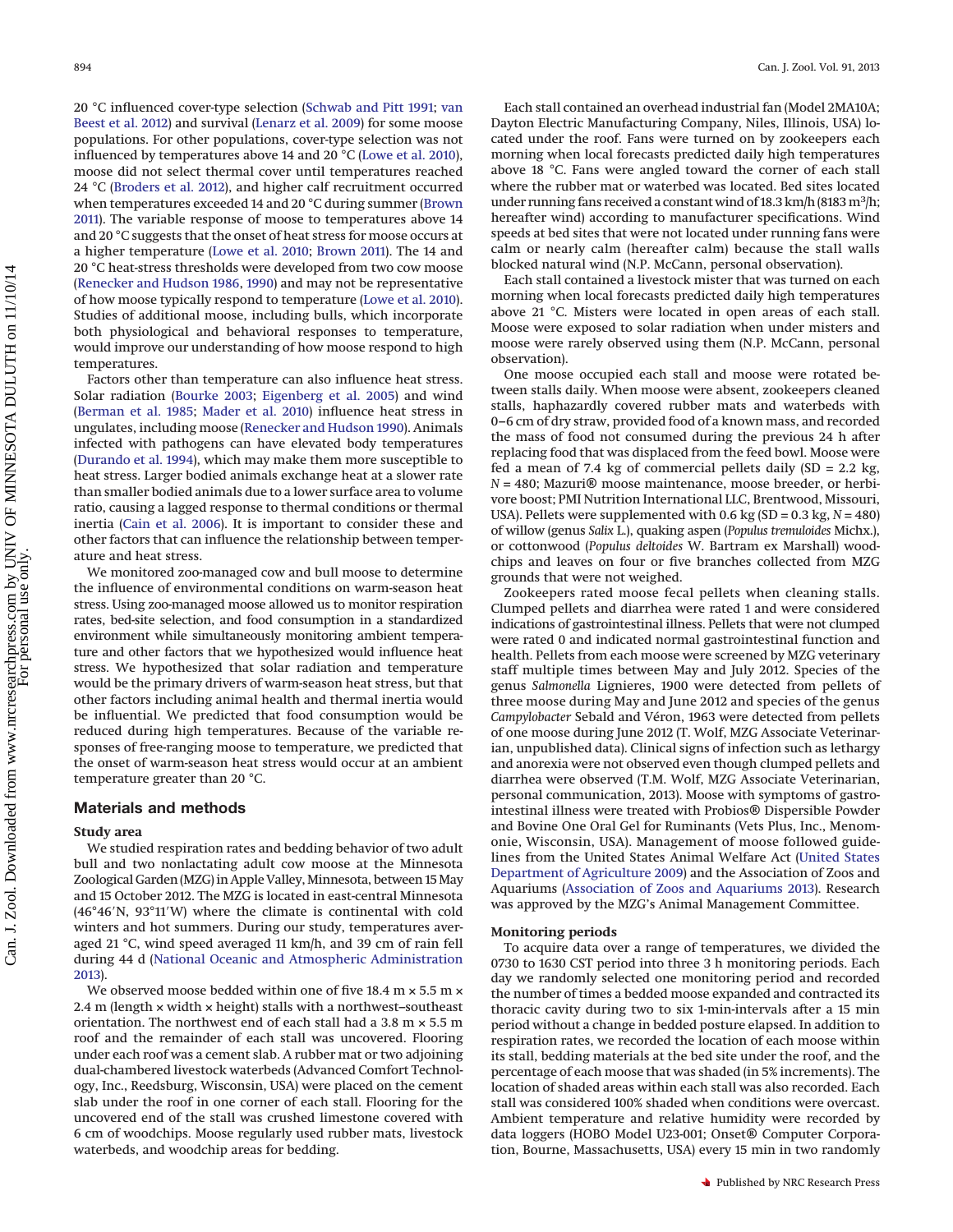20 °C influenced cover-type selection (Schwab and Pitt 1991; van Beest et al. 2012) and survival (Lenarz et al. 2009) for some moose populations. For other populations, cover-type selection was not influenced by temperatures above 14 and 20 °C (Lowe et al. 2010), moose did not select thermal cover until temperatures reached 24 °C (Broders et al. 2012), and higher calf recruitment occurred when temperatures exceeded 14 and 20 °C during summer (Brown 2011). The variable response of moose to temperatures above 14 and 20 °C suggests that the onset of heat stress for moose occurs at a higher temperature (Lowe et al. 2010; Brown 2011). The 14 and 20 °C heat-stress thresholds were developed from two cow moose (Renecker and Hudson 1986, 1990) and may not be representative of how moose typically respond to temperature (Lowe et al. 2010). Studies of additional moose, including bulls, which incorporate both physiological and behavioral responses to temperature, would improve our understanding of how moose respond to high temperatures.

Factors other than temperature can also influence heat stress. Solar radiation (Bourke 2003; Eigenberg et al. 2005) and wind (Berman et al. 1985; Mader et al. 2010) influence heat stress in ungulates, including moose (Renecker and Hudson 1990). Animals infected with pathogens can have elevated body temperatures (Durando et al. 1994), which may make them more susceptible to heat stress. Larger bodied animals exchange heat at a slower rate than smaller bodied animals due to a lower surface area to volume ratio, causing a lagged response to thermal conditions or thermal inertia (Cain et al. 2006). It is important to consider these and other factors that can influence the relationship between temperature and heat stress.

We monitored zoo-managed cow and bull moose to determine the influence of environmental conditions on warm-season heat stress. Using zoo-managed moose allowed us to monitor respiration rates, bed-site selection, and food consumption in a standardized environment while simultaneously monitoring ambient temperature and other factors that we hypothesized would influence heat stress. We hypothesized that solar radiation and temperature would be the primary drivers of warm-season heat stress, but that other factors including animal health and thermal inertia would be influential. We predicted that food consumption would be reduced during high temperatures. Because of the variable responses of free-ranging moose to temperature, we predicted that the onset of warm-season heat stress would occur at an ambient temperature greater than 20 °C.

## Materials and methods

### Study area

We studied respiration rates and bedding behavior of two adult bull and two nonlactating adult cow moose at the Minnesota Zoological Garden (MZG) in Apple Valley, Minnesota, between 15 May and 15 October 2012. The MZG is located in east-central Minnesota (46°46′N, 93°11′W) where the climate is continental with cold winters and hot summers. During our study, temperatures averaged 21 °C, wind speed averaged 11 km/h, and 39 cm of rain fell during 44 d (National Oceanic and Atmospheric Administration 2013).

We observed moose bedded within one of five 18.4 m × 5.5 m × 2.4 m (length × width × height) stalls with a northwest–southeast orientation. The northwest end of each stall had a 3.8 m × 5.5 m roof and the remainder of each stall was uncovered. Flooring under each roof was a cement slab. A rubber mat or two adjoining dual-chambered livestock waterbeds (Advanced Comfort Technology, Inc., Reedsburg, Wisconsin, USA) were placed on the cement slab under the roof in one corner of each stall. Flooring for the uncovered end of the stall was crushed limestone covered with 6 cm of woodchips. Moose regularly used rubber mats, livestock waterbeds, and woodchip areas for bedding.

Each stall contained an overhead industrial fan (Model 2MA10A; Dayton Electric Manufacturing Company, Niles, Illinois, USA) located under the roof. Fans were turned on by zookeepers each morning when local forecasts predicted daily high temperatures above 18 °C. Fans were angled toward the corner of each stall where the rubber mat or waterbed was located. Bed sites located under running fans received a constant wind of 18.3 km/h (8183 $m^3$/h; hereafter wind) according to manufacturer specifications. Wind speeds at bed sites that were not located under running fans were calm or nearly calm (hereafter calm) because the stall walls blocked natural wind (N.P. McCann, personal observation).

Each stall contained a livestock mister that was turned on each morning when local forecasts predicted daily high temperatures above 21 °C. Misters were located in open areas of each stall. Moose were exposed to solar radiation when under misters and moose were rarely observed using them (N.P. McCann, personal observation).

One moose occupied each stall and moose were rotated between stalls daily. When moose were absent, zookeepers cleaned stalls, haphazardly covered rubber mats and waterbeds with 0–6 cm of dry straw, provided food of a known mass, and recorded the mass of food not consumed during the previous 24 h after replacing food that was displaced from the feed bowl. Moose were fed a mean of 7.4 kg of commercial pellets daily (SD = 2.2 kg, $N$ = 480; Mazuri® moose maintenance, moose breeder, or herbivore boost; PMI Nutrition International LLC, Brentwood, Missouri, USA). Pellets were supplemented with 0.6 kg (SD = 0.3 kg, $N$ = 480) of willow (genus *Salix* L.), quaking aspen (*Populus tremuloides* Michx.), or cottonwood (*Populus deltoides* W. Bartram ex Marshall) woodchips and leaves on four or five branches collected from MZG grounds that were not weighed.

Zookeepers rated moose fecal pellets when cleaning stalls. Clumped pellets and diarrhea were rated 1 and were considered indications of gastrointestinal illness. Pellets that were not clumped were rated 0 and indicated normal gastrointestinal function and health. Pellets from each moose were screened by MZG veterinary staff multiple times between May and July 2012. Species of the genus *Salmonella* Lignieres, 1900 were detected from pellets of three moose during May and June 2012 and species of the genus *Campylobacter* Sebald and Véron, 1963 were detected from pellets of one moose during June 2012 (T. Wolf, MZG Associate Veterinarian, unpublished data). Clinical signs of infection such as lethargy and anorexia were not observed even though clumped pellets and diarrhea were observed (T.M. Wolf, MZG Associate Veterinarian, personal communication, 2013). Moose with symptoms of gastrointestinal illness were treated with Probios® Dispersible Powder and Bovine One Oral Gel for Ruminants (Vets Plus, Inc., Menomonie, Wisconsin, USA). Management of moose followed guidelines from the United States Animal Welfare Act (United States Department of Agriculture 2009) and the Association of Zoos and Aquariums (Association of Zoos and Aquariums 2013). Research was approved by the MZG's Animal Management Committee.

### Monitoring periods

To acquire data over a range of temperatures, we divided the 0730 to 1630 CST period into three 3 h monitoring periods. Each day we randomly selected one monitoring period and recorded the number of times a bedded moose expanded and contracted its thoracic cavity during two to six 1-min-intervals after a 15 min period without a change in bedded posture elapsed. In addition to respiration rates, we recorded the location of each moose within its stall, bedding materials at the bed site under the roof, and the percentage of each moose that was shaded (in 5% increments). The location of shaded areas within each stall was also recorded. Each stall was considered 100% shaded when conditions were overcast. Ambient temperature and relative humidity were recorded by data loggers (HOBO Model U23-001; Onset® Computer Corporation, Bourne, Massachusetts, USA) every 15 min in two randomly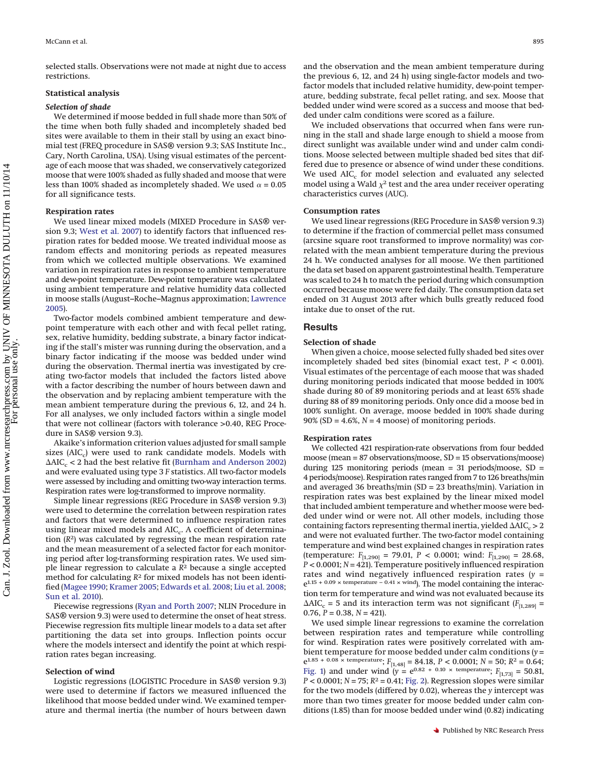selected stalls. Observations were not made at night due to access restrictions.

## Statistical analysis

### *Selection of shade*

We determined if moose bedded in full shade more than 50% of the time when both fully shaded and incompletely shaded bed sites were available to them in their stall by using an exact binomial test (FREQ procedure in SAS® version 9.3; SAS Institute Inc., Cary, North Carolina, USA). Using visual estimates of the percentage of each moose that was shaded, we conservatively categorized moose that were 100% shaded as fully shaded and moose that were less than 100% shaded as incompletely shaded. We used $\alpha = 0.05$ for all significance tests.

### Respiration rates

We used linear mixed models (MIXED Procedure in SAS® version 9.3; West et al. 2007) to identify factors that influenced respiration rates for bedded moose. We treated individual moose as random effects and monitoring periods as repeated measures from which we collected multiple observations. We examined variation in respiration rates in response to ambient temperature and dew-point temperature. Dew-point temperature was calculated using ambient temperature and relative humidity data collected in moose stalls (August–Roche–Magnus approximation; Lawrence 2005).

Two-factor models combined ambient temperature and dew-point temperature with each other and with fecal pellet rating, sex, relative humidity, bedding substrate, a binary factor indicating if the stall's mister was running during the observation, and a binary factor indicating if the moose was bedded under wind during the observation. Thermal inertia was investigated by creating two-factor models that included the factors listed above with a factor describing the number of hours between dawn and the observation and by replacing ambient temperature with the mean ambient temperature during the previous 6, 12, and 24 h. For all analyses, we only included factors within a single model that were not collinear (factors with tolerance >0.40, REG Procedure in SAS® version 9.3).

Akaike's information criterion values adjusted for small sample sizes ($AIC_c$) were used to rank candidate models. Models with $\Delta AIC_c < 2$ had the best relative fit (Burnham and Anderson 2002) and were evaluated using type 3 *F* statistics. All two-factor models were assessed by including and omitting two-way interaction terms. Respiration rates were log-transformed to improve normality.

Simple linear regressions (REG Procedure in SAS® version 9.3) were used to determine the correlation between respiration rates and factors that were determined to influence respiration rates using linear mixed models and $AIC_c$. A coefficient of determination ($R^2$) was calculated by regressing the mean respiration rate and the mean measurement of a selected factor for each monitoring period after log-transforming respiration rates. We used simple linear regression to calculate a $R^2$ because a single accepted method for calculating $R^2$ for mixed models has not been identified (Magee 1990; Kramer 2005; Edwards et al. 2008; Liu et al. 2008; Sun et al. 2010).

Piecewise regressions (Ryan and Porth 2007; NLIN Procedure in SAS® version 9.3) were used to determine the onset of heat stress. Piecewise regression fits multiple linear models to a data set after partitioning the data set into groups. Inflection points occur where the models intersect and identify the point at which respiration rates began increasing.

### Selection of wind

Logistic regressions (LOGISTIC Procedure in SAS® version 9.3) were used to determine if factors we measured influenced the likelihood that moose bedded under wind. We examined temperature and thermal inertia (the number of hours between dawn and the observation and the mean ambient temperature during the previous 6, 12, and 24 h) using single-factor models and two-factor models that included relative humidity, dew-point temperature, bedding substrate, fecal pellet rating, and sex. Moose that bedded under wind were scored as a success and moose that bedded under calm conditions were scored as a failure.

We included observations that occurred when fans were running in the stall and shade large enough to shield a moose from direct sunlight was available under wind and under calm conditions. Moose selected between multiple shaded bed sites that differed due to presence or absence of wind under these conditions. We used $AIC_c$ for model selection and evaluated any selected model using a Wald $\chi^2$ test and the area under receiver operating characteristics curves (AUC).

### Consumption rates

We used linear regressions (REG Procedure in SAS® version 9.3) to determine if the fraction of commercial pellet mass consumed (arcsine square root transformed to improve normality) was correlated with the mean ambient temperature during the previous 24 h. We conducted analyses for all moose. We then partitioned the data set based on apparent gastrointestinal health. Temperature was scaled to 24 h to match the period during which consumption occurred because moose were fed daily. The consumption data set ended on 31 August 2013 after which bulls greatly reduced food intake due to onset of the rut.

# Results

### Selection of shade

When given a choice, moose selected fully shaded bed sites over incompletely shaded bed sites (binomial exact test, $P < 0.001$). Visual estimates of the percentage of each moose that was shaded during monitoring periods indicated that moose bedded in 100% shade during 80 of 89 monitoring periods and at least 65% shade during 88 of 89 monitoring periods. Only once did a moose bed in 100% sunlight. On average, moose bedded in 100% shade during 90% (SD = 4.6%, $N$ = 4 moose) of monitoring periods.

### Respiration rates

We collected 421 respiration-rate observations from four bedded moose (mean = 87 observations/moose, SD = 15 observations/moose) during 125 monitoring periods (mean = 31 periods/moose, SD = 4 periods/moose). Respiration rates ranged from 7 to 126 breaths/min and averaged 36 breaths/min (SD = 23 breaths/min). Variation in respiration rates was best explained by the linear mixed model that included ambient temperature and whether moose were bedded under wind or were not. All other models, including those containing factors representing thermal inertia, yielded $\Delta AIC_c > 2$ and were not evaluated further. The two-factor model containing temperature and wind best explained changes in respiration rates (temperature: $F_{[1,290]} = 79.01$, $P < 0.0001$; wind: $F_{[1,290]} = 28.68$, $P < 0.0001$; $N = 421$). Temperature positively influenced respiration rates and wind negatively influenced respiration rates ($y = e^{1.15 + 0.09 \times \text{temperature} - 0.41 \times \text{wind}}$). The model containing the interaction term for temperature and wind was not evaluated because its $\Delta AIC_c = 5$ and its interaction term was not significant ($F_{[1,289]} = 0.76$, $P = 0.38$, $N = 421$).

We used simple linear regressions to examine the correlation between respiration rates and temperature while controlling for wind. Respiration rates were positively correlated with ambient temperature for moose bedded under calm conditions ($y = e^{1.85 + 0.08 \times \text{temperature}}$; $F_{[1,48]} = 84.18$, $P < 0.0001$; $N = 50$; $R^2 = 0.64$; Fig. 1) and under wind ($y = e^{0.82 + 0.10 \times \text{temperature}}$; $F_{[1,73]} = 50.81$, $P < 0.0001$; $N = 75$; $R^2 = 0.41$; Fig. 2). Regression slopes were similar for the two models (differed by 0.02), whereas the *y* intercept was more than two times greater for moose bedded under calm conditions (1.85) than for moose bedded under wind (0.82) indicating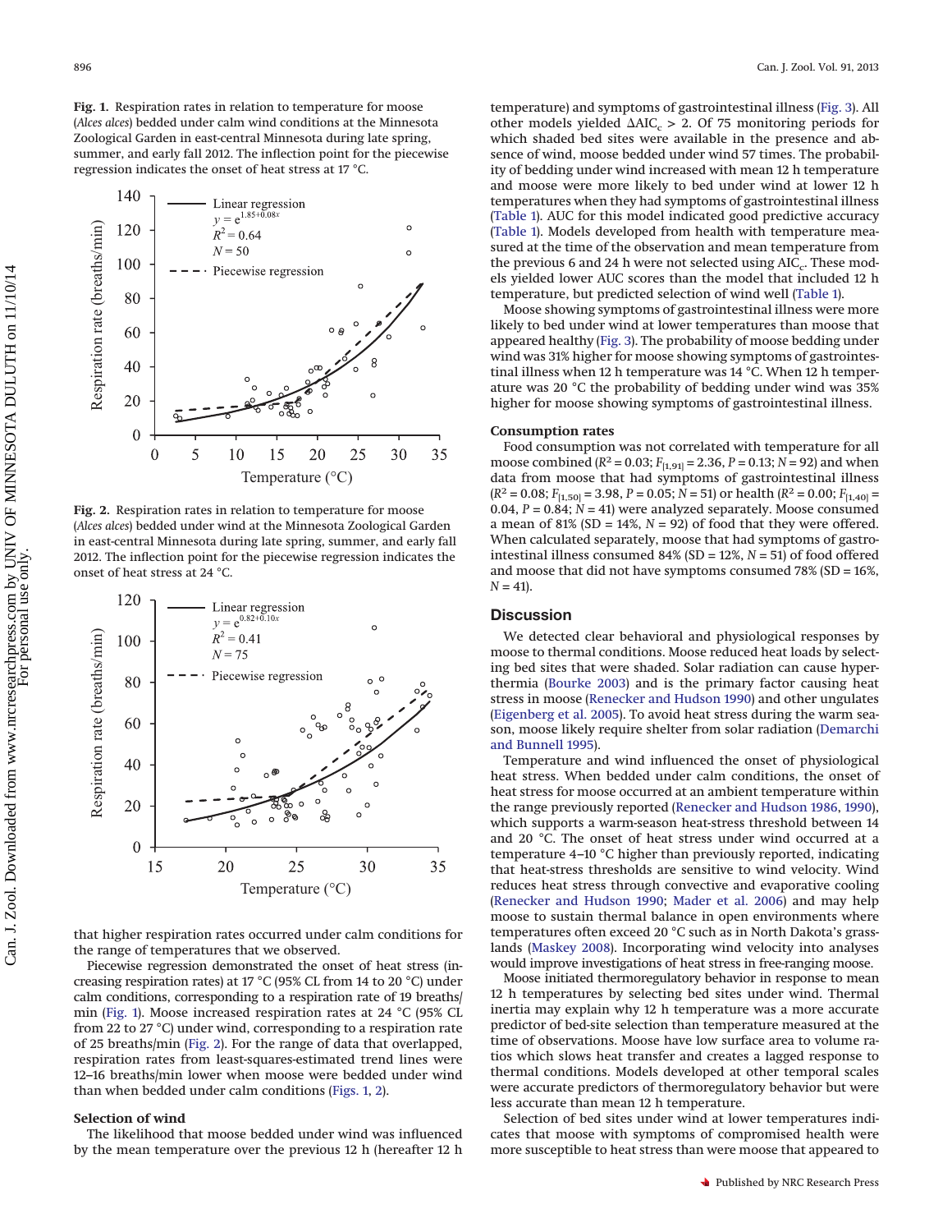**Fig. 1.** Respiration rates in relation to temperature for moose (*Alces alces*) bedded under calm wind conditions at the Minnesota Zoological Garden in east-central Minnesota during late spring, summer, and early fall 2012. The inflection point for the piecewise regression indicates the onset of heat stress at 17 °C.

**Fig. 2.** Respiration rates in relation to temperature for moose (*Alces alces*) bedded under wind at the Minnesota Zoological Garden in east-central Minnesota during late spring, summer, and early fall 2012. The inflection point for the piecewise regression indicates the onset of heat stress at 24 °C.

that higher respiration rates occurred under calm conditions for the range of temperatures that we observed.

Piecewise regression demonstrated the onset of heat stress (increasing respiration rates) at 17 °C (95% CL from 14 to 20 °C) under calm conditions, corresponding to a respiration rate of 19 breaths/min (Fig. 1). Moose increased respiration rates at 24 °C (95% CL from 22 to 27 °C) under wind, corresponding to a respiration rate of 25 breaths/min (Fig. 2). For the range of data that overlapped, respiration rates from least-squares-estimated trend lines were 12–16 breaths/min lower when moose were bedded under wind than when bedded under calm conditions (Figs. 1, 2).

### Selection of wind

The likelihood that moose bedded under wind was influenced by the mean temperature over the previous 12 h (hereafter 12 h temperature) and symptoms of gastrointestinal illness (Fig. 3). All other models yielded $\Delta AIC_c > 2$. Of 75 monitoring periods for which shaded bed sites were available in the presence and absence of wind, moose bedded under wind 57 times. The probability of bedding under wind increased with mean 12 h temperature and moose were more likely to bed under wind at lower 12 h temperatures when they had symptoms of gastrointestinal illness (Table 1). AUC for this model indicated good predictive accuracy (Table 1). Models developed from health with temperature measured at the time of the observation and mean temperature from the previous 6 and 24 h were not selected using $AIC_c$. These models yielded lower AUC scores than the model that included 12 h temperature, but predicted selection of wind well (Table 1).

Moose showing symptoms of gastrointestinal illness were more likely to bed under wind at lower temperatures than moose that appeared healthy (Fig. 3). The probability of moose bedding under wind was 31% higher for moose showing symptoms of gastrointestinal illness when 12 h temperature was 14 °C. When 12 h temperature was 20 °C the probability of bedding under wind was 35% higher for moose showing symptoms of gastrointestinal illness.

### Consumption rates

Food consumption was not correlated with temperature for all moose combined ($R^2 = 0.03$; $F_{[1,91]} = 2.36$, $P = 0.13$; $N = 92$) and when data from moose that had symptoms of gastrointestinal illness ($R^2 = 0.08$; $F_{[1,50]} = 3.98$, $P = 0.05$; $N = 51$) or health ($R^2 = 0.00$; $F_{[1,40]} = 0.04$, $P = 0.84$; $N = 41$) were analyzed separately. Moose consumed a mean of 81% (SD = 14%, $N = 92$) of food that they were offered. When calculated separately, moose that had symptoms of gastrointestinal illness consumed 84% (SD = 12%, $N = 51$) of food offered and moose that did not have symptoms consumed 78% (SD = 16%, $N = 41$).

## Discussion

We detected clear behavioral and physiological responses by moose to thermal conditions. Moose reduced heat loads by selecting bed sites that were shaded. Solar radiation can cause hyperthermia (Bourke 2003) and is the primary factor causing heat stress in moose (Renecker and Hudson 1990) and other ungulates (Eigenberg et al. 2005). To avoid heat stress during the warm season, moose likely require shelter from solar radiation (Demarchi and Bunnell 1995).

Temperature and wind influenced the onset of physiological heat stress. When bedded under calm conditions, the onset of heat stress for moose occurred at an ambient temperature within the range previously reported (Renecker and Hudson 1986, 1990), which supports a warm-season heat-stress threshold between 14 and 20 °C. The onset of heat stress under wind occurred at a temperature 4–10 °C higher than previously reported, indicating that heat-stress thresholds are sensitive to wind velocity. Wind reduces heat stress through convective and evaporative cooling (Renecker and Hudson 1990; Mader et al. 2006) and may help moose to sustain thermal balance in open environments where temperatures often exceed 20 °C such as in North Dakota's grasslands (Maskey 2008). Incorporating wind velocity into analyses would improve investigations of heat stress in free-ranging moose.

Moose initiated thermoregulatory behavior in response to mean 12 h temperatures by selecting bed sites under wind. Thermal inertia may explain why 12 h temperature was a more accurate predictor of bed-site selection than temperature measured at the time of observations. Moose have low surface area to volume ratios which slows heat transfer and creates a lagged response to thermal conditions. Models developed at other temporal scales were accurate predictors of thermoregulatory behavior but were less accurate than mean 12 h temperature.

Selection of bed sites under wind at lower temperatures indicates that moose with symptoms of compromised health were more susceptible to heat stress than were moose that appeared to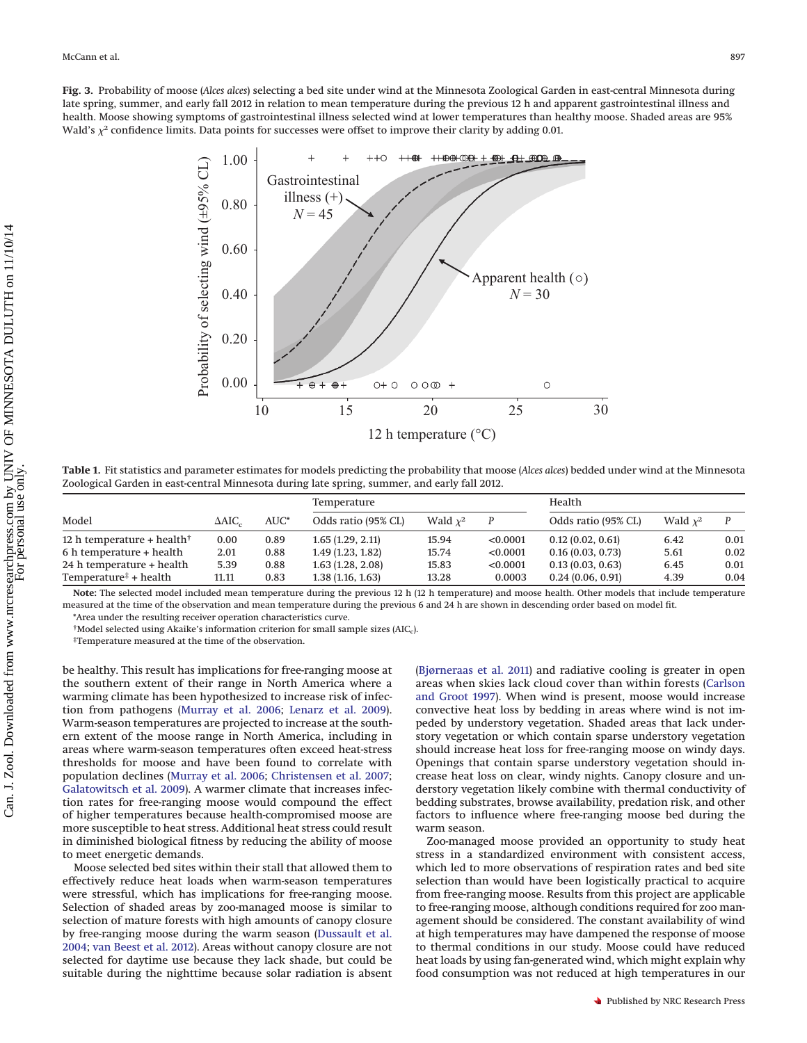**Fig. 3.** Probability of moose (*Alces alces*) selecting a bed site under wind at the Minnesota Zoological Garden in east-central Minnesota during late spring, summer, and early fall 2012 in relation to mean temperature during the previous 12 h and apparent gastrointestinal illness and health. Moose showing symptoms of gastrointestinal illness selected wind at lower temperatures than healthy moose. Shaded areas are 95% Wald's $\chi^2$ confidence limits. Data points for successes were offset to improve their clarity by adding 0.01.

**Table 1.** Fit statistics and parameter estimates for models predicting the probability that moose (*Alces alces*) bedded under wind at the Minnesota Zoological Garden in east-central Minnesota during late spring, summer, and early fall 2012.

| | | | Temperature | | | Health | | |
|---|---|---|---|---|---|---|---|---|
| Model | $\Delta AIC_c$ | AUC* | Odds ratio (95% CL) | Wald $\chi^2$ | *P* | Odds ratio (95% CL) | Wald $\chi^2$ | *P* |
| 12 h temperature + health† | 0.00 | 0.89 | 1.65 (1.29, 2.11) | 15.94 | <0.0001 | 0.12 (0.02, 0.61) | 6.42 | 0.01 |
| 6 h temperature + health | 2.01 | 0.88 | 1.49 (1.23, 1.82) | 15.74 | <0.0001 | 0.16 (0.03, 0.73) | 5.61 | 0.02 |
| 24 h temperature + health | 5.39 | 0.88 | 1.63 (1.28, 2.08) | 15.83 | <0.0001 | 0.13 (0.03, 0.63) | 6.45 | 0.01 |
| Temperature‡ + health | 11.11 | 0.83 | 1.38 (1.16, 1.63) | 13.28 | 0.0003 | 0.24 (0.06, 0.91) | 4.39 | 0.04 |

**Note:** The selected model included mean temperature during the previous 12 h (12 h temperature) and moose health. Other models that include temperature measured at the time of the observation and mean temperature during the previous 6 and 24 h are shown in descending order based on model fit.

*Area under the resulting receiver operation characteristics curve.

†Model selected using Akaike's information criterion for small sample sizes ($AIC_c$).

‡Temperature measured at the time of the observation.

be healthy. This result has implications for free-ranging moose at the southern extent of their range in North America where a warming climate has been hypothesized to increase risk of infection from pathogens (Murray et al. 2006; Lenarz et al. 2009). Warm-season temperatures are projected to increase at the southern extent of the moose range in North America, including in areas where warm-season temperatures often exceed heat-stress thresholds for moose and have been found to correlate with population declines (Murray et al. 2006; Christensen et al. 2007; Galatowitsch et al. 2009). A warmer climate that increases infection rates for free-ranging moose would compound the effect of higher temperatures because health-compromised moose are more susceptible to heat stress. Additional heat stress could result in diminished biological fitness by reducing the ability of moose to meet energetic demands.

Moose selected bed sites within their stall that allowed them to effectively reduce heat loads when warm-season temperatures were stressful, which has implications for free-ranging moose. Selection of shaded areas by zoo-managed moose is similar to selection of mature forests with high amounts of canopy closure by free-ranging moose during the warm season (Dussault et al. 2004; van Beest et al. 2012). Areas without canopy closure are not selected for daytime use because they lack shade, but could be suitable during the nighttime because solar radiation is absent (Bjørneraas et al. 2011) and radiative cooling is greater in open areas when skies lack cloud cover than within forests (Carlson and Groot 1997). When wind is present, moose would increase convective heat loss by bedding in areas where wind is not impeded by understory vegetation. Shaded areas that lack understory vegetation or which contain sparse understory vegetation should increase heat loss for free-ranging moose on windy days. Openings that contain sparse understory vegetation should increase heat loss on clear, windy nights. Canopy closure and understory vegetation likely combine with thermal conductivity of bedding substrates, browse availability, predation risk, and other factors to influence where free-ranging moose bed during the warm season.

Zoo-managed moose provided an opportunity to study heat stress in a standardized environment with consistent access, which led to more observations of respiration rates and bed site selection than would have been logistically practical to acquire from free-ranging moose. Results from this project are applicable to free-ranging moose, although conditions required for zoo management should be considered. The constant availability of wind at high temperatures may have dampened the response of moose to thermal conditions in our study. Moose could have reduced heat loads by using fan-generated wind, which might explain why food consumption was not reduced at high temperatures in our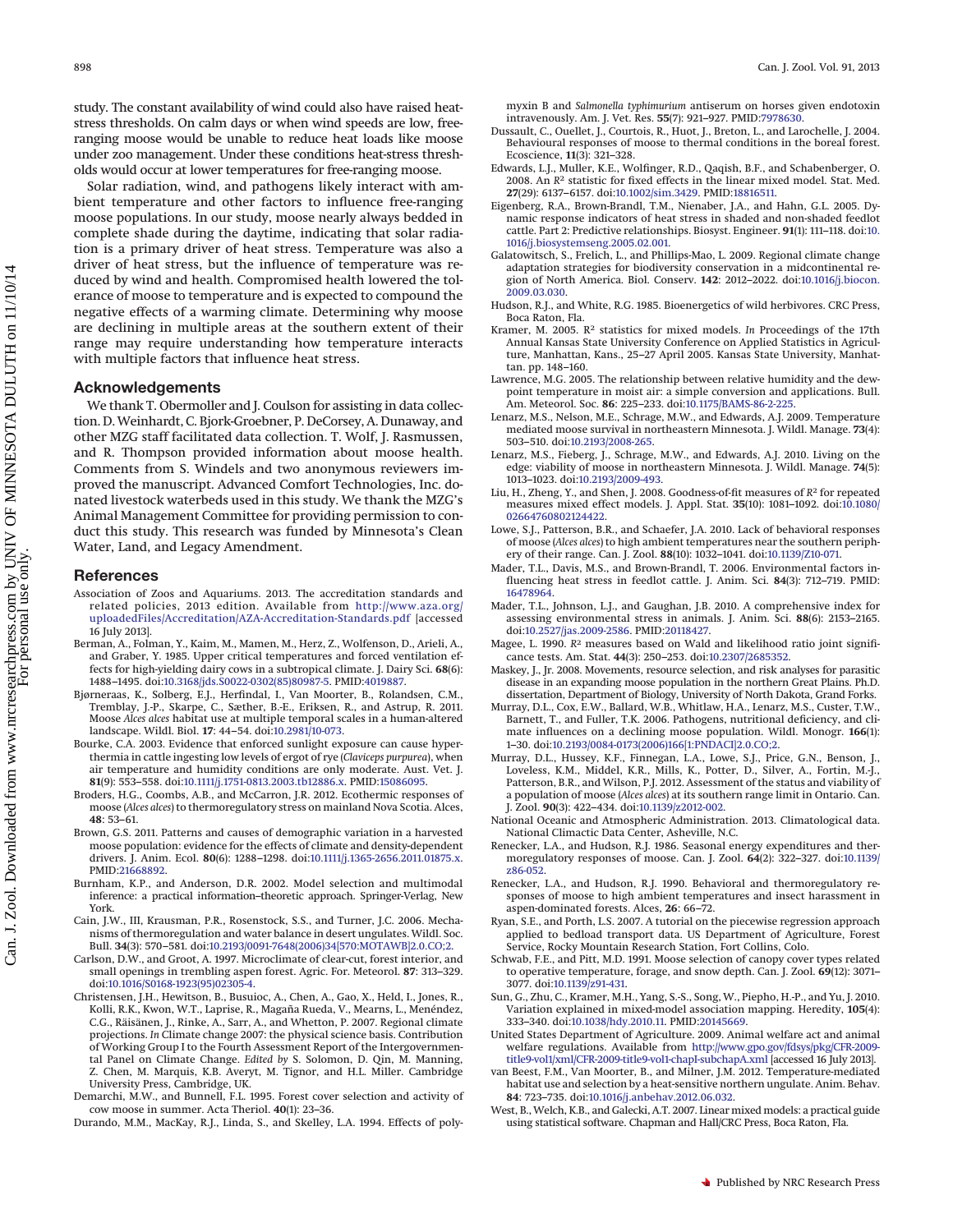study. The constant availability of wind could also have raised heat-stress thresholds. On calm days or when wind speeds are low, free-ranging moose would be unable to reduce heat loads like moose under zoo management. Under these conditions heat-stress thresholds would occur at lower temperatures for free-ranging moose.

Solar radiation, wind, and pathogens likely interact with ambient temperature and other factors to influence free-ranging moose populations. In our study, moose nearly always bedded in complete shade during the daytime, indicating that solar radiation is a primary driver of heat stress. Temperature was also a driver of heat stress, but the influence of temperature was reduced by wind and health. Compromised health lowered the tolerance of moose to temperature and is expected to compound the negative effects of a warming climate. Determining why moose are declining in multiple areas at the southern extent of their range may require understanding how temperature interacts with multiple factors that influence heat stress.

## Acknowledgements

We thank T. Obermoller and J. Coulson for assisting in data collection. D. Weinhardt, C. Bjork-Groebner, P. DeCorsey, A. Dunaway, and other MZG staff facilitated data collection. T. Wolf, J. Rasmussen, and R. Thompson provided information about moose health. Comments from S. Windels and two anonymous reviewers improved the manuscript. Advanced Comfort Technologies, Inc. donated livestock waterbeds used in this study. We thank the MZG's Animal Management Committee for providing permission to conduct this study. This research was funded by Minnesota's Clean Water, Land, and Legacy Amendment.

## References

Association of Zoos and Aquariums. 2013. The accreditation standards and related policies, 2013 edition. Available from http://www.aza.org/uploadedFiles/Accreditation/AZA-Accreditation-Standards.pdf [accessed 16 July 2013].

Berman, A., Folman, Y., Kaim, M., Mamen, M., Herz, Z., Wolfenson, D., Arieli, A., and Graber, Y. 1985. Upper critical temperatures and forced ventilation effects for high-yielding dairy cows in a subtropical climate. J. Dairy Sci. **68**(6): 1488–1495. doi:10.3168/jds.S0022-0302(85)80987-5. PMID:4019887.

Bjørneraas, K., Solberg, E.J., Herfindal, I., Van Moorter, B., Rolandsen, C.M., Tremblay, J.-P., Skarpe, C., Sæther, B.-E., Eriksen, R., and Astrup, R. 2011. Moose *Alces alces* habitat use at multiple temporal scales in a human-altered landscape. Wildl. Biol. **17**: 44–54. doi:10.2981/10-073.

Bourke, C.A. 2003. Evidence that enforced sunlight exposure can cause hyperthermia in cattle ingesting low levels of ergot of rye (*Claviceps purpurea*), when air temperature and humidity conditions are only moderate. Aust. Vet. J. **81**(9): 553–558. doi:10.1111/j.1751-0813.2003.tb12886.x. PMID:15086095.

Broders, H.G., Coombs, A.B., and McCarron, J.R. 2012. Ecothermic responses of moose (*Alces alces*) to thermoregulatory stress on mainland Nova Scotia. Alces, **48**: 53–61.

Brown, G.S. 2011. Patterns and causes of demographic variation in a harvested moose population: evidence for the effects of climate and density-dependent drivers. J. Anim. Ecol. **80**(6): 1288–1298. doi:10.1111/j.1365-2656.2011.01875.x. PMID:21668892.

Burnham, K.P., and Anderson, D.R. 2002. Model selection and multimodal inference: a practical information–theoretic approach. Springer-Verlag, New York.

Cain, J.W., III, Krausman, P.R., Rosenstock, S.S., and Turner, J.C. 2006. Mechanisms of thermoregulation and water balance in desert ungulates. Wildl. Soc. Bull. **34**(3): 570–581. doi:10.2193/0091-7648(2006)34[570:MOTAWB]2.0.CO;2.

Carlson, D.W., and Groot, A. 1997. Microclimate of clear-cut, forest interior, and small openings in trembling aspen forest. Agric. For. Meteorol. **87**: 313–329. doi:10.1016/S0168-1923(95)02305-4.

Christensen, J.H., Hewitson, B., Busuioc, A., Chen, A., Gao, X., Held, I., Jones, R., Kolli, R.K., Kwon, W.T., Laprise, R., Magaña Rueda, V., Mearns, L., Menéndez, C.G., Räisänen, J., Rinke, A., Sarr, A., and Whetton, P. 2007. Regional climate projections. *In* Climate change 2007: the physical science basis. Contribution of Working Group I to the Fourth Assessment Report of the Intergovernmental Panel on Climate Change. *Edited by* S. Solomon, D. Qin, M. Manning, Z. Chen, M. Marquis, K.B. Averyt, M. Tignor, and H.L. Miller. Cambridge University Press, Cambridge, UK.

Demarchi, M.W., and Bunnell, F.L. 1995. Forest cover selection and activity of cow moose in summer. Acta Theriol. **40**(1): 23–36.

Durando, M.M., MacKay, R.J., Linda, S., and Skelley, L.A. 1994. Effects of polymyxin B and *Salmonella typhimurium* antiserum on horses given endotoxin intravenously. Am. J. Vet. Res. **55**(7): 921–927. PMID:7978630.

Dussault, C., Ouellet, J., Courtois, R., Huot, J., Breton, L., and Larochelle, J. 2004. Behavioural responses of moose to thermal conditions in the boreal forest. Ecoscience, **11**(3): 321–328.

Edwards, L.J., Muller, K.E., Wolfinger, R.D., Qaqish, B.F., and Schabenberger, O. 2008. An $R^2$ statistic for fixed effects in the linear mixed model. Stat. Med. **27**(29): 6137–6157. doi:10.1002/sim.3429. PMID:18816511.

Eigenberg, R.A., Brown-Brandl, T.M., Nienaber, J.A., and Hahn, G.L. 2005. Dynamic response indicators of heat stress in shaded and non-shaded feedlot cattle. Part 2: Predictive relationships. Biosyst. Engineer. **91**(1): 111–118. doi:10.1016/j.biosystemseng.2005.02.001.

Galatowitsch, S., Frelich, L., and Phillips-Mao, L. 2009. Regional climate change adaptation strategies for biodiversity conservation in a midcontinental region of North America. Biol. Conserv. **142**: 2012–2022. doi:10.1016/j.biocon.2009.03.030.

Hudson, R.J., and White, R.G. 1985. Bioenergetics of wild herbivores. CRC Press, Boca Raton, Fla.

Kramer, M. 2005. $R^2$ statistics for mixed models. *In* Proceedings of the 17th Annual Kansas State University Conference on Applied Statistics in Agriculture, Manhattan, Kans., 25–27 April 2005. Kansas State University, Manhattan. pp. 148–160.

Lawrence, M.G. 2005. The relationship between relative humidity and the dewpoint temperature in moist air: a simple conversion and applications. Bull. Am. Meteorol. Soc. **86**: 225–233. doi:10.1175/BAMS-86-2-225.

Lenarz, M.S., Nelson, M.E., Schrage, M.W., and Edwards, A.J. 2009. Temperature mediated moose survival in northeastern Minnesota. J. Wildl. Manage. **73**(4): 503–510. doi:10.2193/2008-265.

Lenarz, M.S., Fieberg, J., Schrage, M.W., and Edwards, A.J. 2010. Living on the edge: viability of moose in northeastern Minnesota. J. Wildl. Manage. **74**(5): 1013–1023. doi:10.2193/2009-493.

Liu, H., Zheng, Y., and Shen, J. 2008. Goodness-of-fit measures of $R^2$ for repeated measures mixed effect models. J. Appl. Stat. **35**(10): 1081–1092. doi:10.1080/02664760802124422.

Lowe, S.J., Patterson, B.R., and Schaefer, J.A. 2010. Lack of behavioral responses of moose (*Alces alces*) to high ambient temperatures near the southern periphery of their range. Can. J. Zool. **88**(10): 1032–1041. doi:10.1139/Z10-071.

Mader, T.L., Davis, M.S., and Brown-Brandl, T. 2006. Environmental factors influencing heat stress in feedlot cattle. J. Anim. Sci. **84**(3): 712–719. PMID:16478964.

Mader, T.L., Johnson, L.J., and Gaughan, J.B. 2010. A comprehensive index for assessing environmental stress in animals. J. Anim. Sci. **88**(6): 2153–2165. doi:10.2527/jas.2009-2586. PMID:20118427.

Magee, L. 1990. $R^2$ measures based on Wald and likelihood ratio joint significance tests. Am. Stat. **44**(3): 250–253. doi:10.2307/2685352.

Maskey, J., Jr. 2008. Movements, resource selection, and risk analyses for parasitic disease in an expanding moose population in the northern Great Plains. Ph.D. dissertation, Department of Biology, University of North Dakota, Grand Forks.

Murray, D.L., Cox, E.W., Ballard, W.B., Whitlaw, H.A., Lenarz, M.S., Custer, T.W., Barnett, T., and Fuller, T.K. 2006. Pathogens, nutritional deficiency, and climate influences on a declining moose population. Wildl. Monogr. **166**(1): 1–30. doi:10.2193/0084-0173(2006)166[1:PNDACI]2.0.CO;2.

Murray, D.L., Hussey, K.F., Finnegan, L.A., Lowe, S.J., Price, G.N., Benson, J., Loveless, K.M., Middel, K.R., Mills, K., Potter, D., Silver, A., Fortin, M.-J., Patterson, B.R., and Wilson, P.J. 2012. Assessment of the status and viability of a population of moose (*Alces alces*) at its southern range limit in Ontario. Can. J. Zool. **90**(3): 422–434. doi:10.1139/z2012-002.

National Oceanic and Atmospheric Administration. 2013. Climatological data. National Climactic Data Center, Asheville, N.C.

Renecker, L.A., and Hudson, R.J. 1986. Seasonal energy expenditures and thermoregulatory responses of moose. Can. J. Zool. **64**(2): 322–327. doi:10.1139/z86-052.

Renecker, L.A., and Hudson, R.J. 1990. Behavioral and thermoregulatory responses of moose to high ambient temperatures and insect harassment in aspen-dominated forests. Alces, **26**: 66–72.

Ryan, S.E., and Porth, L.S. 2007. A tutorial on the piecewise regression approach applied to bedload transport data. US Department of Agriculture, Forest Service, Rocky Mountain Research Station, Fort Collins, Colo.

Schwab, F.E., and Pitt, M.D. 1991. Moose selection of canopy cover types related to operative temperature, forage, and snow depth. Can. J. Zool. **69**(12): 3071–3077. doi:10.1139/z91-431.

Sun, G., Zhu, C., Kramer, M.H., Yang, S.-S., Song, W., Piepho, H.-P., and Yu, J. 2010. Variation explained in mixed-model association mapping. Heredity, **105**(4): 333–340. doi:10.1038/hdy.2010.11. PMID:20145669.

United States Department of Agriculture. 2009. Animal welfare act and animal welfare regulations. Available from http://www.gpo.gov/fdsys/pkg/CFR-2009-title9-vol1/xml/CFR-2009-title9-vol1-chapI-subchapA.xml [accessed 16 July 2013].

van Beest, F.M., Van Moorter, B., and Milner, J.M. 2012. Temperature-mediated habitat use and selection by a heat-sensitive northern ungulate. Anim. Behav. **84**: 723–735. doi:10.1016/j.anbehav.2012.06.032.

West, B., Welch, K.B., and Galecki, A.T. 2007. Linear mixed models: a practical guide using statistical software. Chapman and Hall/CRC Press, Boca Raton, Fla.